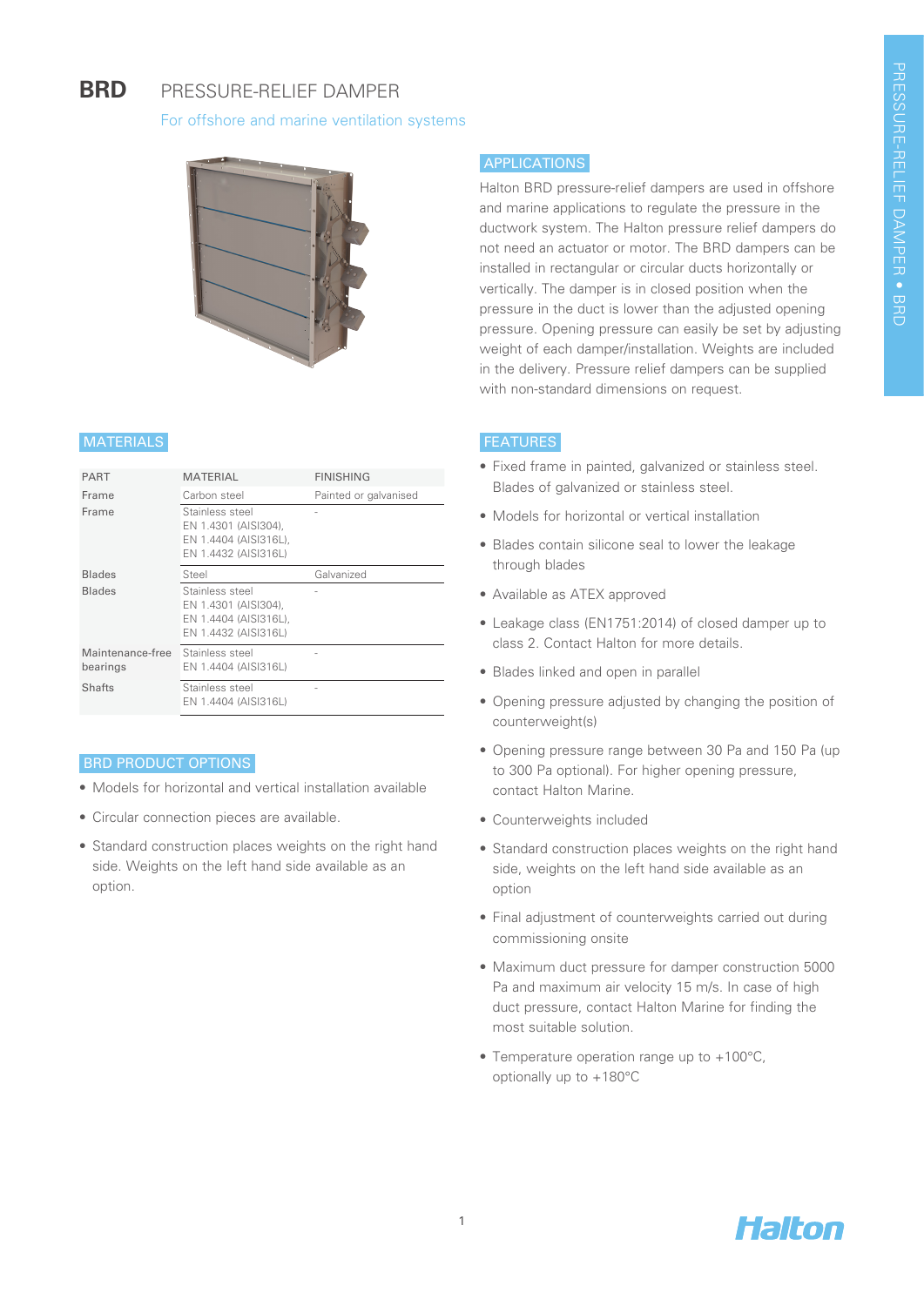# BRD PRESSURE-RELIEF DAMPER

For offshore and marine ventilation systems

## APPLICATIONS

Halton BRD pressure-relief dampers are used in offshore and marine applications to regulate the pressure in the ductwork system. The Halton pressure relief dampers do not need an actuator or motor. The BRD dampers can be installed in rectangular or circular ducts horizontally or vertically. The damper is in closed position when the pressure in the duct is lower than the adjusted opening pressure. Opening pressure can easily be set by adjusting weight of each damper/installation. Weights are included in the delivery. Pressure relief dampers can be supplied with non-standard dimensions on request.

## MATERIALS

| PART | MATERIAL | FINISHING |
|---|---|---|
| Frame | Carbon steel | Painted or galvanised |
| Frame | Stainless steel EN 1.4301 (AISI304), EN 1.4404 (AISI316L), EN 1.4432 (AISI316L) | - |
| Blades | Steel | Galvanized |
| Blades | Stainless steel EN 1.4301 (AISI304), EN 1.4404 (AISI316L), EN 1.4432 (AISI316L) | - |
| Maintenance-free bearings | Stainless steel EN 1.4404 (AISI316L) | - |
| Shafts | Stainless steel EN 1.4404 (AISI316L) | - |

## BRD PRODUCT OPTIONS

- Models for horizontal and vertical installation available
- Circular connection pieces are available.
- Standard construction places weights on the right hand side. Weights on the left hand side available as an option.

## FEATURES

- Fixed frame in painted, galvanized or stainless steel. Blades of galvanized or stainless steel.
- Models for horizontal or vertical installation
- Blades contain silicone seal to lower the leakage through blades
- Available as ATEX approved
- Leakage class (EN1751:2014) of closed damper up to class 2. Contact Halton for more details.
- Blades linked and open in parallel
- Opening pressure adjusted by changing the position of counterweight(s)
- Opening pressure range between 30 Pa and 150 Pa (up to 300 Pa optional). For higher opening pressure, contact Halton Marine.
- Counterweights included
- Standard construction places weights on the right hand side, weights on the left hand side available as an option
- Final adjustment of counterweights carried out during commissioning onsite
- Maximum duct pressure for damper construction 5000 Pa and maximum air velocity 15 m/s. In case of high duct pressure, contact Halton Marine for finding the most suitable solution.
- Temperature operation range up to +100°C, optionally up to +180°C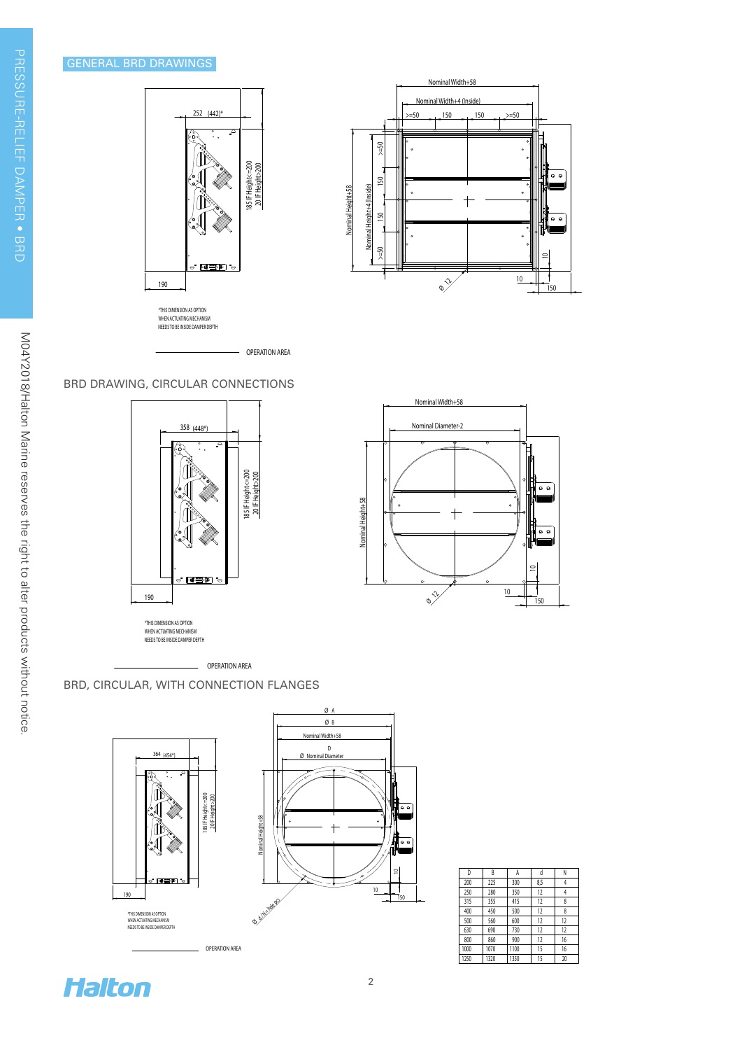## GENERAL BRD DRAWINGS

252 (442)*

185 IF Height<=200
20 IF Height>200

190

*THIS DIMENSION AS OPTION WHEN ACTUATING MECHANISM NEEDS TO BE INSIDE DAMPER DEPTH

OPERATION AREA

Nominal Width+58

Nominal Width+4 (Inside)

>=50 150 150 >=50

Nominal Height+58

Nominal Height+4 (Inside)

>=50 150 150 >=50

10

Ø 12

10

150

## BRD DRAWING, CIRCULAR CONNECTIONS

358 (448*)

185 IF Height<=200
20 IF Height>200

190

*THIS DIMENSION AS OPTION WHEN ACTUATING MECHANISM NEEDS TO BE INSIDE DAMPER DEPTH

OPERATION AREA

Nominal Width+58

Nominal Diameter-2

Nominal Height+58

10

Ø 12

10

150

## BRD, CIRCULAR, WITH CONNECTION FLANGES

364 (454*)

185 IF Height<=200
20 IF Height>200

190

*THIS DIMENSION AS OPTION WHEN ACTUATING MECHANISM NEEDS TO BE INSIDE DAMPER DEPTH

OPERATION AREA

Ø A

Ø B

Nominal Width+58

D
Ø Nominal Diameter

Nominal Height+58

10

10

150

Ø d, N = hole pcs

| D | B | A | d | N |
|---|---|---|---|---|
| 200 | 225 | 300 | 8.5 | 4 |
| 250 | 280 | 350 | 12 | 4 |
| 315 | 355 | 415 | 12 | 8 |
| 400 | 450 | 500 | 12 | 8 |
| 500 | 560 | 600 | 12 | 12 |
| 630 | 690 | 730 | 12 | 12 |
| 800 | 860 | 900 | 12 | 16 |
| 1000 | 1070 | 1100 | 15 | 16 |
| 1250 | 1320 | 1350 | 15 | 20 |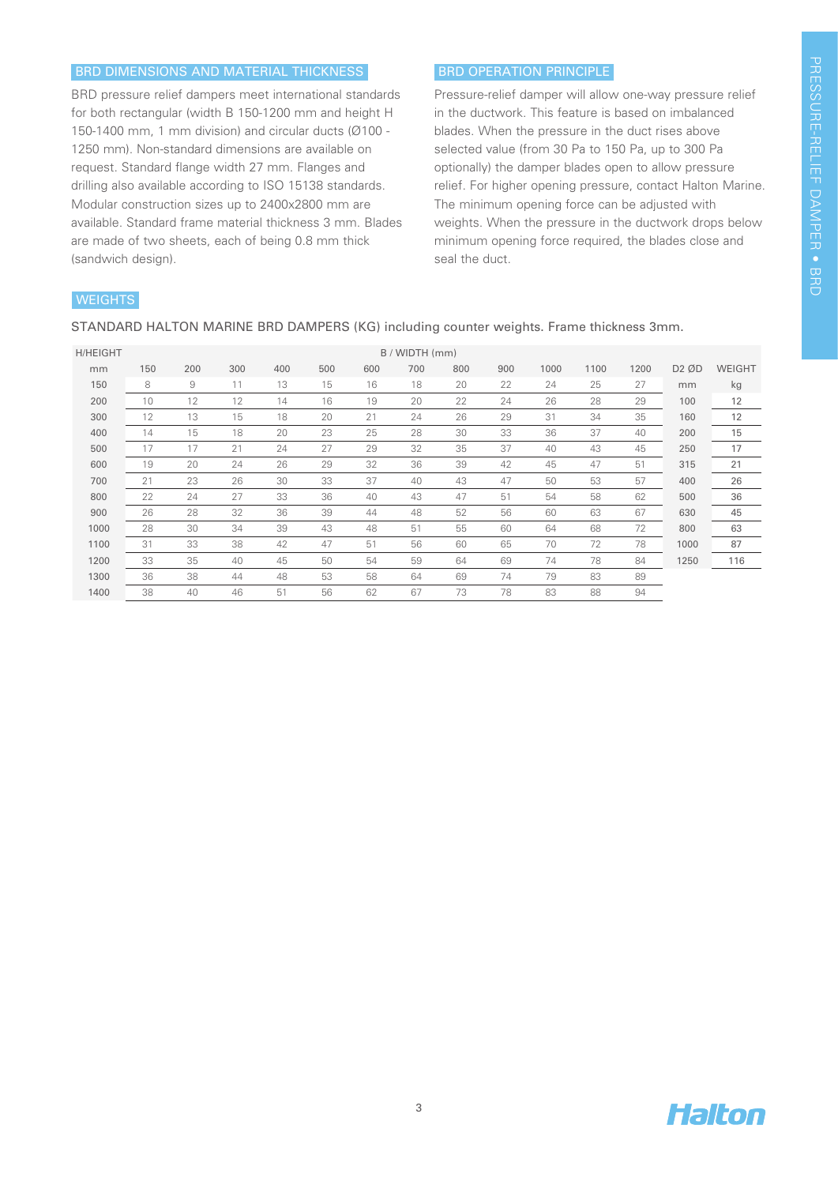## BRD DIMENSIONS AND MATERIAL THICKNESS

BRD pressure relief dampers meet international standards for both rectangular (width B 150-1200 mm and height H 150-1400 mm, 1 mm division) and circular ducts (Ø100 - 1250 mm). Non-standard dimensions are available on request. Standard flange width 27 mm. Flanges and drilling also available according to ISO 15138 standards. Modular construction sizes up to 2400x2800 mm are available. Standard frame material thickness 3 mm. Blades are made of two sheets, each of being 0.8 mm thick (sandwich design).

## BRD OPERATION PRINCIPLE

Pressure-relief damper will allow one-way pressure relief in the ductwork. This feature is based on imbalanced blades. When the pressure in the duct rises above selected value (from 30 Pa to 150 Pa, up to 300 Pa optionally) the damper blades open to allow pressure relief. For higher opening pressure, contact Halton Marine. The minimum opening force can be adjusted with weights. When the pressure in the ductwork drops below minimum opening force required, the blades close and seal the duct.

## WEIGHTS

STANDARD HALTON MARINE BRD DAMPERS (KG) including counter weights. Frame thickness 3mm.

| H/HEIGHT | B / WIDTH (mm) | | | | | | | | | | | | | |
|---|---|---|---|---|---|---|---|---|---|---|---|---|---|---|
| mm | 150 | 200 | 300 | 400 | 500 | 600 | 700 | 800 | 900 | 1000 | 1100 | 1200 | D2 ØD | WEIGHT |
| 150 | 8 | 9 | 11 | 13 | 15 | 16 | 18 | 20 | 22 | 24 | 25 | 27 | mm | kg |
| 200 | 10 | 12 | 12 | 14 | 16 | 19 | 20 | 22 | 24 | 26 | 28 | 29 | 100 | 12 |
| 300 | 12 | 13 | 15 | 18 | 20 | 21 | 24 | 26 | 29 | 31 | 34 | 35 | 160 | 12 |
| 400 | 14 | 15 | 18 | 20 | 23 | 25 | 28 | 30 | 33 | 36 | 37 | 40 | 200 | 15 |
| 500 | 17 | 17 | 21 | 24 | 27 | 29 | 32 | 35 | 37 | 40 | 43 | 45 | 250 | 17 |
| 600 | 19 | 20 | 24 | 26 | 29 | 32 | 36 | 39 | 42 | 45 | 47 | 51 | 315 | 21 |
| 700 | 21 | 23 | 26 | 30 | 33 | 37 | 40 | 43 | 47 | 50 | 53 | 57 | 400 | 26 |
| 800 | 22 | 24 | 27 | 33 | 36 | 40 | 43 | 47 | 51 | 54 | 58 | 62 | 500 | 36 |
| 900 | 26 | 28 | 32 | 36 | 39 | 44 | 48 | 52 | 56 | 60 | 63 | 67 | 630 | 45 |
| 1000 | 28 | 30 | 34 | 39 | 43 | 48 | 51 | 55 | 60 | 64 | 68 | 72 | 800 | 63 |
| 1100 | 31 | 33 | 38 | 42 | 47 | 51 | 56 | 60 | 65 | 70 | 72 | 78 | 1000 | 87 |
| 1200 | 33 | 35 | 40 | 45 | 50 | 54 | 59 | 64 | 69 | 74 | 78 | 84 | 1250 | 116 |
| 1300 | 36 | 38 | 44 | 48 | 53 | 58 | 64 | 69 | 74 | 79 | 83 | 89 | | |
| 1400 | 38 | 40 | 46 | 51 | 56 | 62 | 67 | 73 | 78 | 83 | 88 | 94 | | |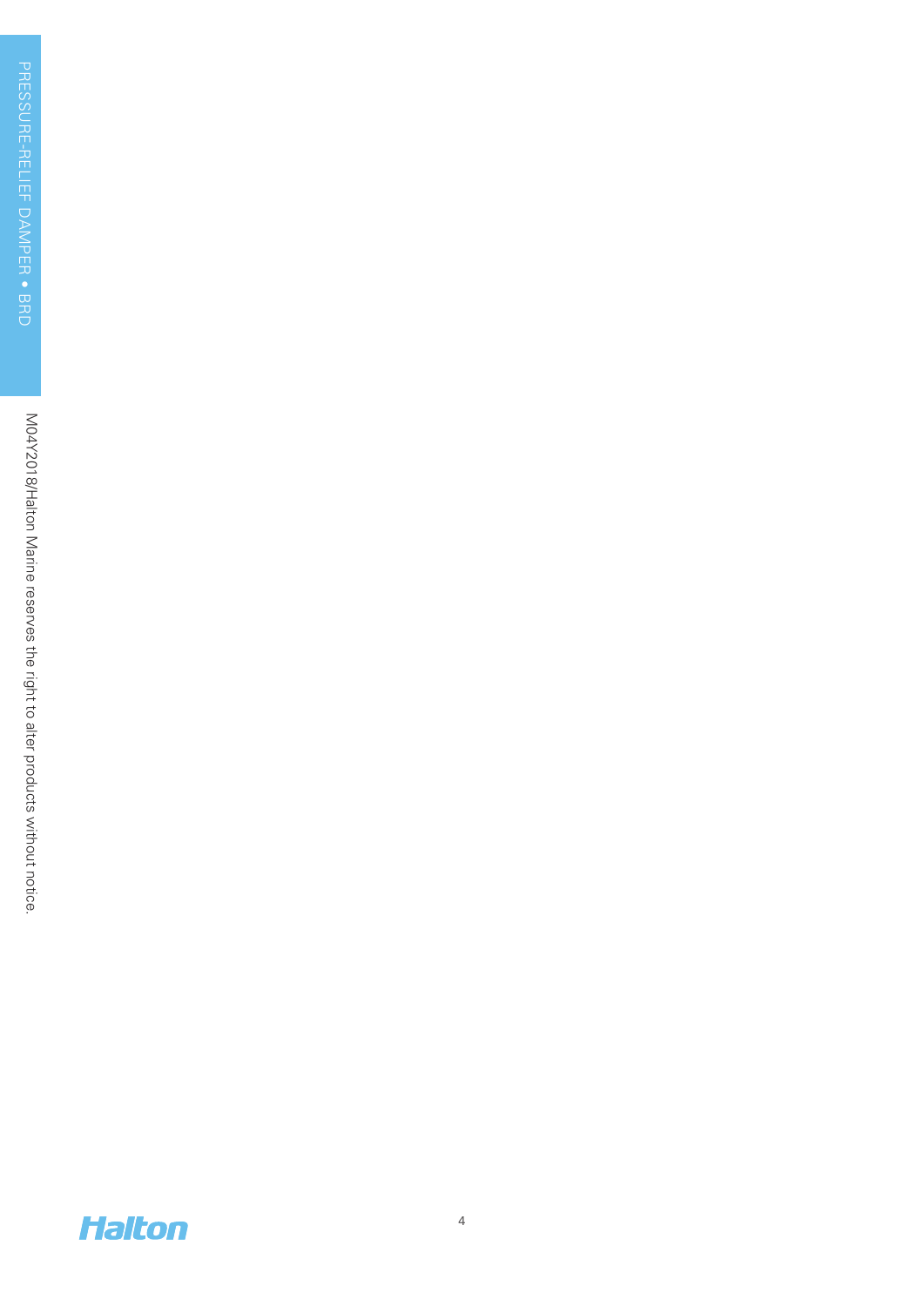M04Y2018/Halton Marine reserves the right to alter products without notice.